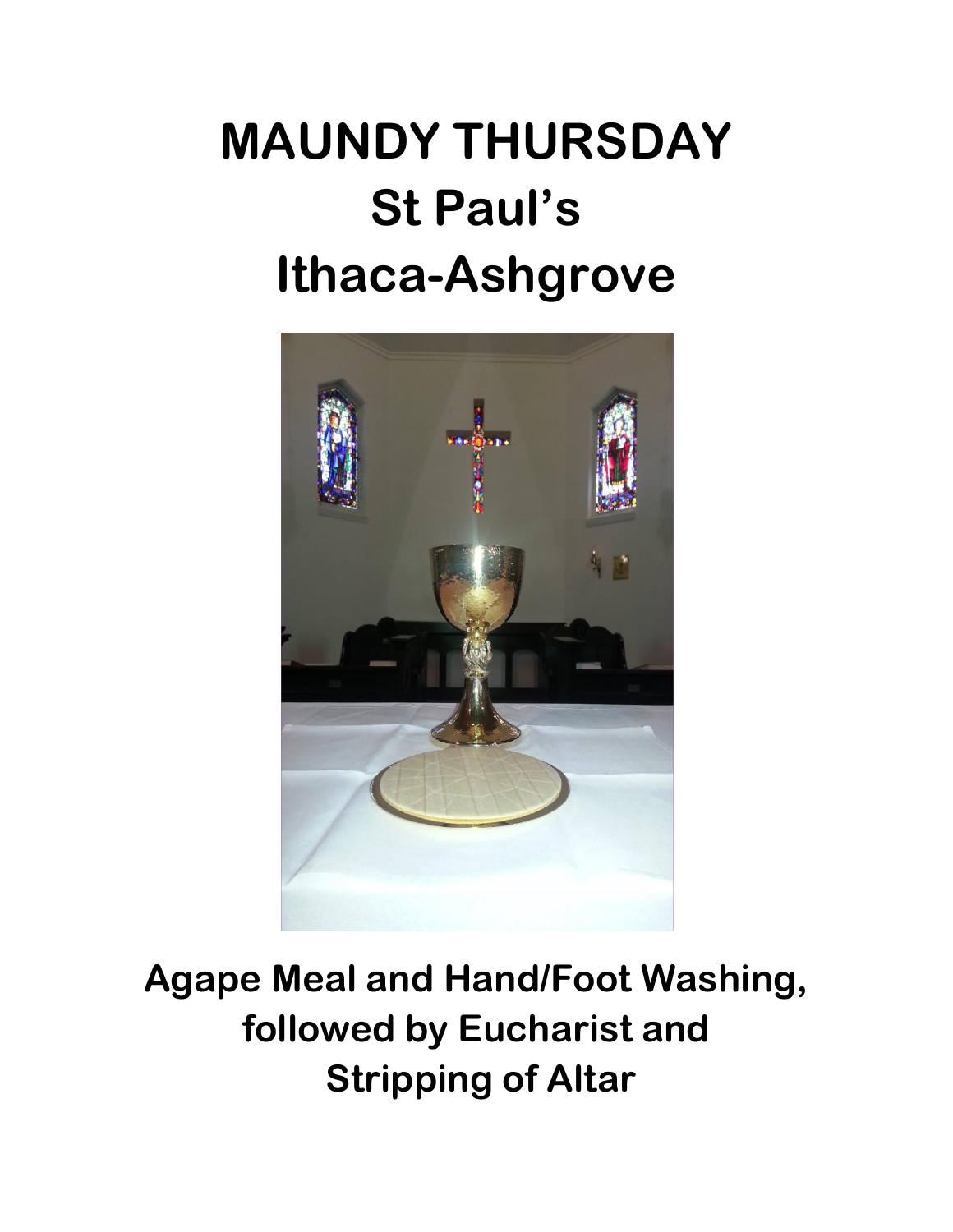# MAUNDY THURSDAY
# St Paul's
# Ithaca-Ashgrove

**Agape Meal and Hand/Foot Washing,**
**followed by Eucharist and**
**Stripping of Altar**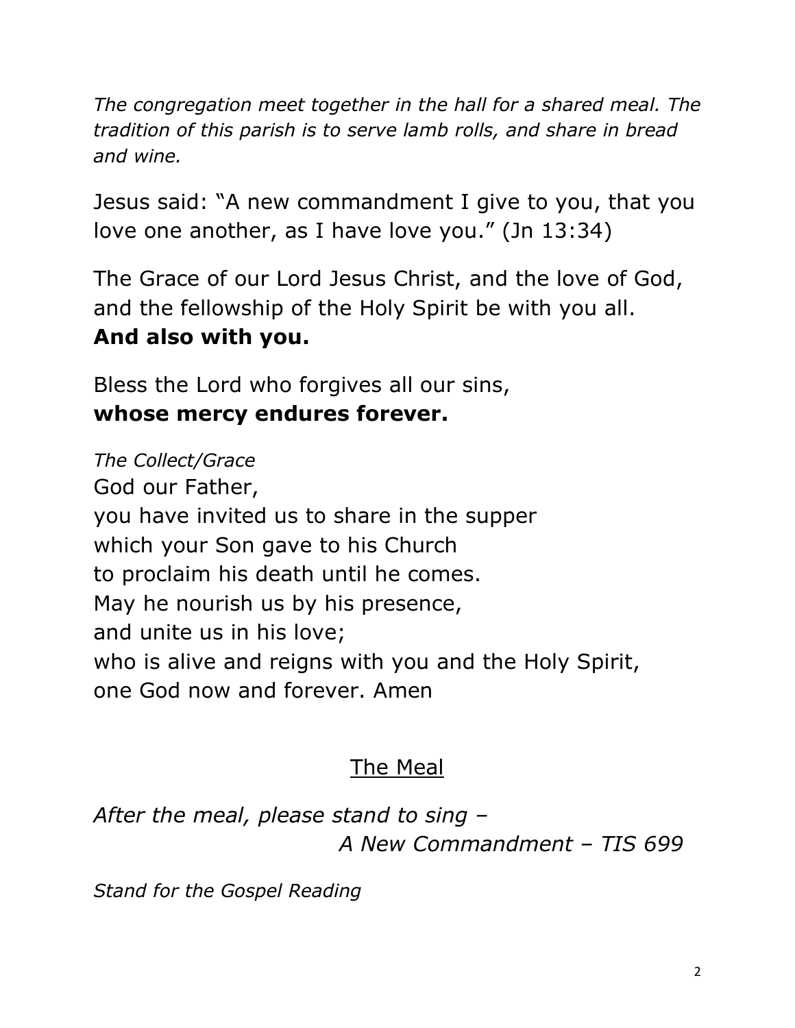*The congregation meet together in the hall for a shared meal. The tradition of this parish is to serve lamb rolls, and share in bread and wine.*

Jesus said: "A new commandment I give to you, that you love one another, as I have love you." (Jn 13:34)

The Grace of our Lord Jesus Christ, and the love of God, and the fellowship of the Holy Spirit be with you all.
**And also with you.**

Bless the Lord who forgives all our sins,
**whose mercy endures forever.**

*The Collect/Grace*
God our Father,
you have invited us to share in the supper
which your Son gave to his Church
to proclaim his death until he comes.
May he nourish us by his presence,
and unite us in his love;
who is alive and reigns with you and the Holy Spirit,
one God now and forever. Amen

## The Meal

*After the meal, please stand to sing –*
*A New Commandment – TIS 699*

*Stand for the Gospel Reading*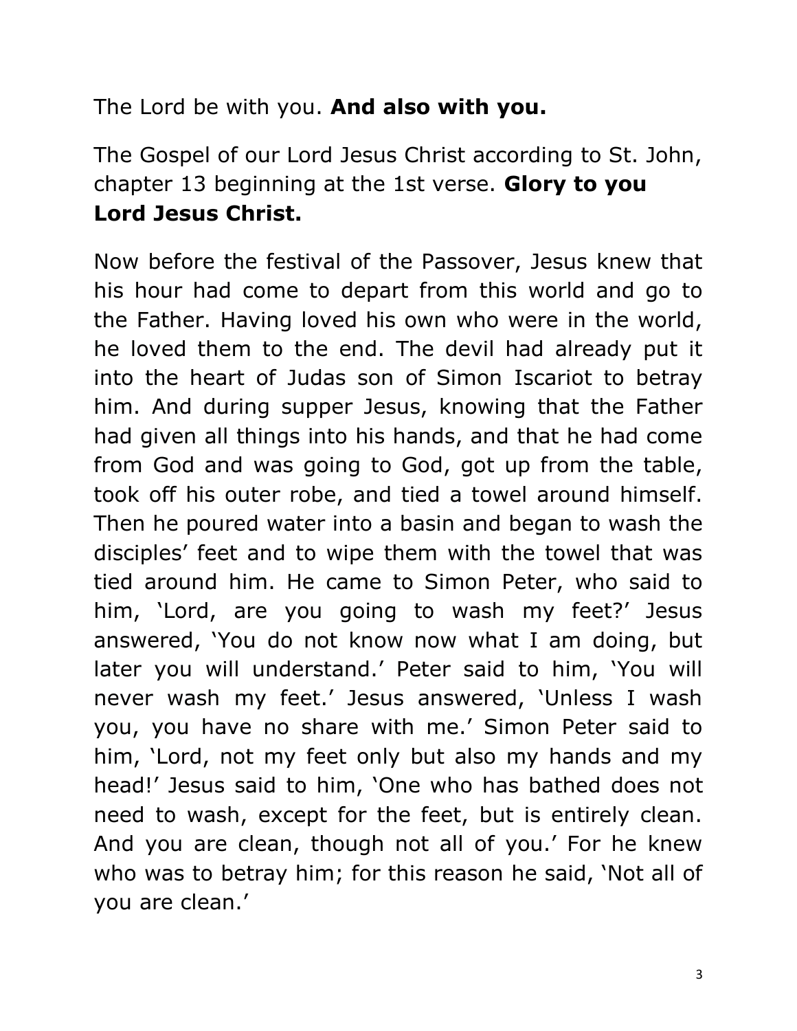The Lord be with you. **And also with you.**

The Gospel of our Lord Jesus Christ according to St. John, chapter 13 beginning at the 1st verse. **Glory to you Lord Jesus Christ.**

Now before the festival of the Passover, Jesus knew that his hour had come to depart from this world and go to the Father. Having loved his own who were in the world, he loved them to the end. The devil had already put it into the heart of Judas son of Simon Iscariot to betray him. And during supper Jesus, knowing that the Father had given all things into his hands, and that he had come from God and was going to God, got up from the table, took off his outer robe, and tied a towel around himself. Then he poured water into a basin and began to wash the disciples' feet and to wipe them with the towel that was tied around him. He came to Simon Peter, who said to him, 'Lord, are you going to wash my feet?' Jesus answered, 'You do not know now what I am doing, but later you will understand.' Peter said to him, 'You will never wash my feet.' Jesus answered, 'Unless I wash you, you have no share with me.' Simon Peter said to him, 'Lord, not my feet only but also my hands and my head!' Jesus said to him, 'One who has bathed does not need to wash, except for the feet, but is entirely clean. And you are clean, though not all of you.' For he knew who was to betray him; for this reason he said, 'Not all of you are clean.'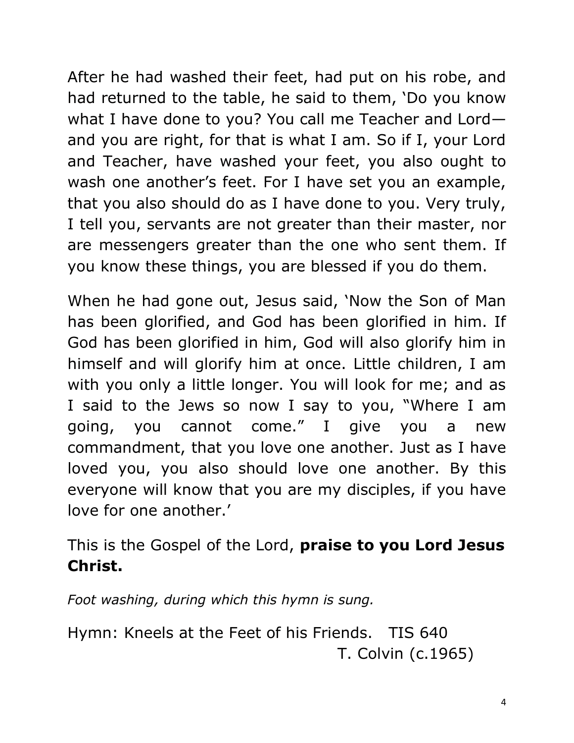After he had washed their feet, had put on his robe, and had returned to the table, he said to them, 'Do you know what I have done to you? You call me Teacher and Lord—and you are right, for that is what I am. So if I, your Lord and Teacher, have washed your feet, you also ought to wash one another's feet. For I have set you an example, that you also should do as I have done to you. Very truly, I tell you, servants are not greater than their master, nor are messengers greater than the one who sent them. If you know these things, you are blessed if you do them.

When he had gone out, Jesus said, 'Now the Son of Man has been glorified, and God has been glorified in him. If God has been glorified in him, God will also glorify him in himself and will glorify him at once. Little children, I am with you only a little longer. You will look for me; and as I said to the Jews so now I say to you, "Where I am going, you cannot come." I give you a new commandment, that you love one another. Just as I have loved you, you also should love one another. By this everyone will know that you are my disciples, if you have love for one another.'

This is the Gospel of the Lord, **praise to you Lord Jesus Christ.**

*Foot washing, during which this hymn is sung.*

Hymn: Kneels at the Feet of his Friends. TIS 640
T. Colvin (c.1965)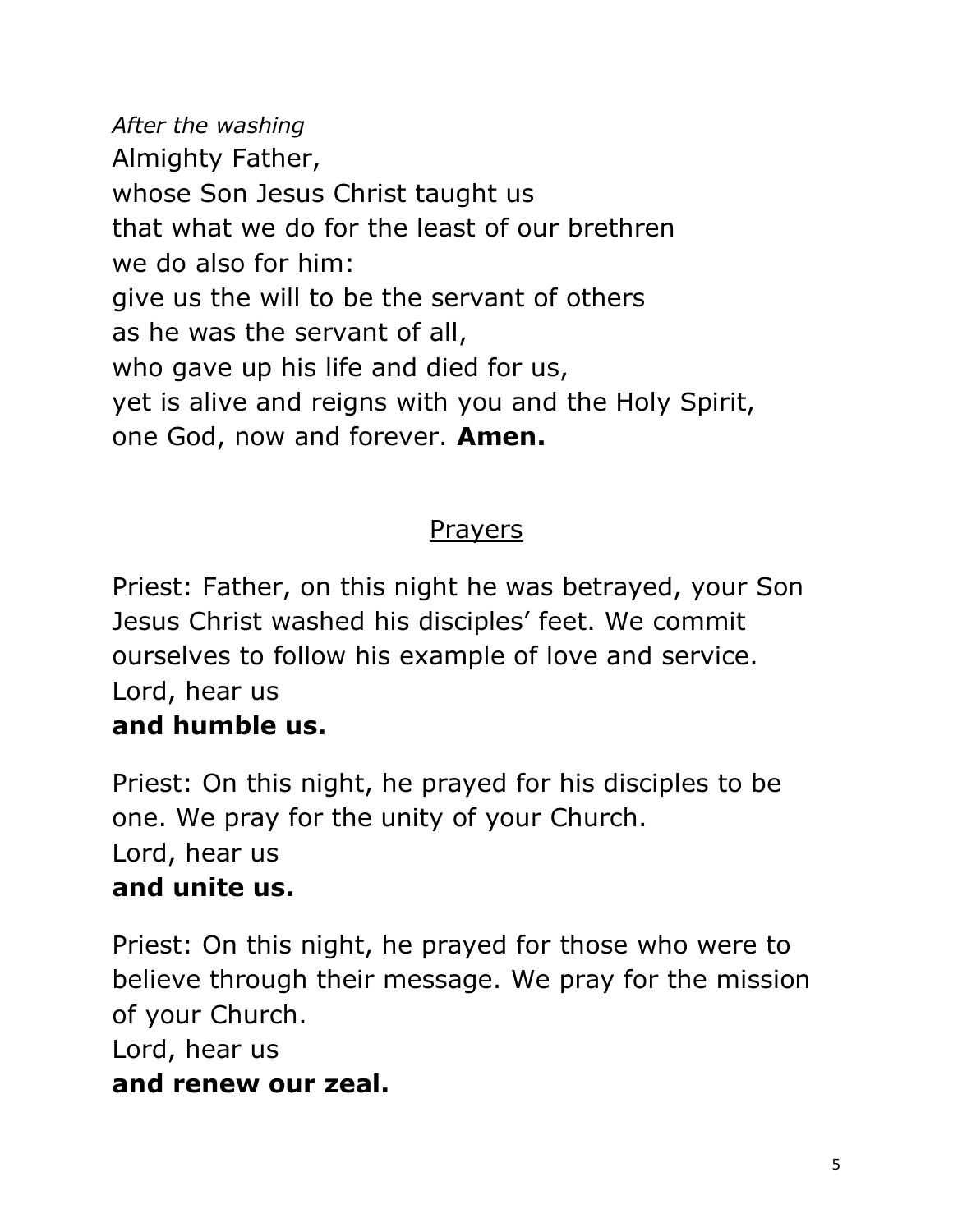*After the washing*
Almighty Father,
whose Son Jesus Christ taught us
that what we do for the least of our brethren
we do also for him:
give us the will to be the servant of others
as he was the servant of all,
who gave up his life and died for us,
yet is alive and reigns with you and the Holy Spirit,
one God, now and forever. **Amen.**

## Prayers

Priest: Father, on this night he was betrayed, your Son Jesus Christ washed his disciples' feet. We commit ourselves to follow his example of love and service.
Lord, hear us
**and humble us.**

Priest: On this night, he prayed for his disciples to be one. We pray for the unity of your Church.
Lord, hear us
**and unite us.**

Priest: On this night, he prayed for those who were to believe through their message. We pray for the mission of your Church.
Lord, hear us
**and renew our zeal.**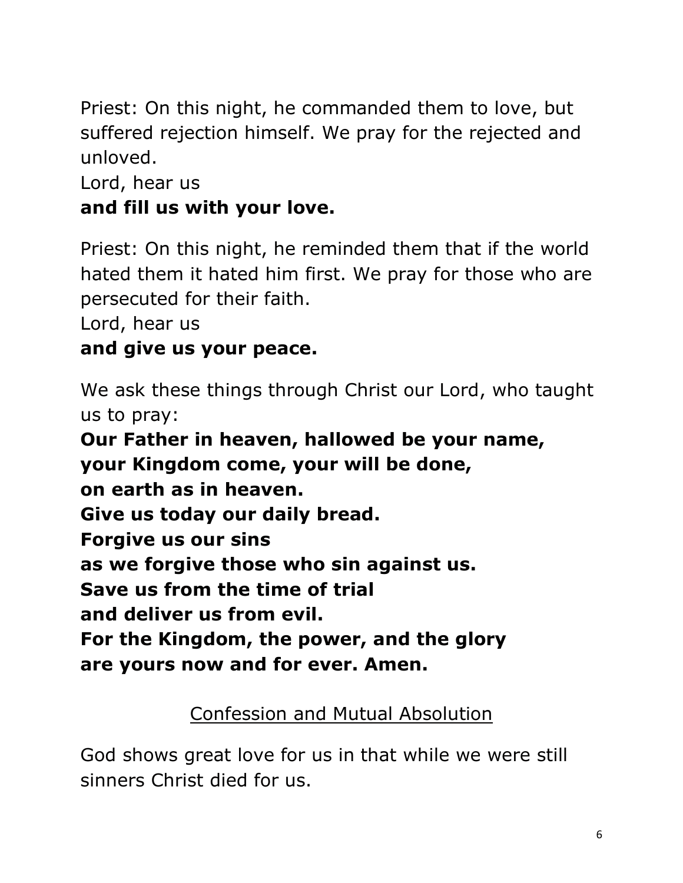Priest: On this night, he commanded them to love, but suffered rejection himself. We pray for the rejected and unloved.
Lord, hear us
**and fill us with your love.**

Priest: On this night, he reminded them that if the world hated them it hated him first. We pray for those who are persecuted for their faith.
Lord, hear us
**and give us your peace.**

We ask these things through Christ our Lord, who taught us to pray:
**Our Father in heaven, hallowed be your name,**
**your Kingdom come, your will be done,**
**on earth as in heaven.**
**Give us today our daily bread.**
**Forgive us our sins**
**as we forgive those who sin against us.**
**Save us from the time of trial**
**and deliver us from evil.**
**For the Kingdom, the power, and the glory**
**are yours now and for ever. Amen.**

## Confession and Mutual Absolution

God shows great love for us in that while we were still sinners Christ died for us.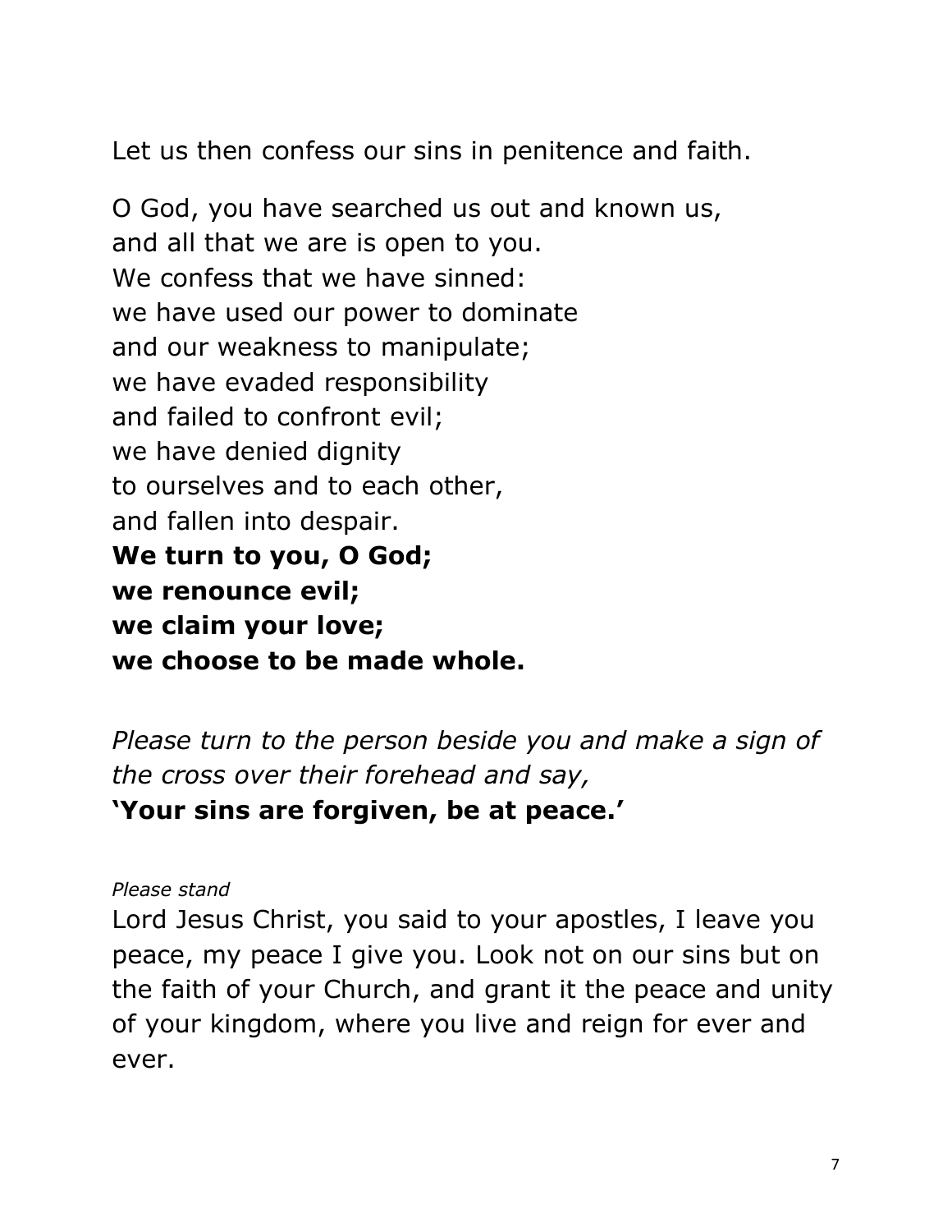Let us then confess our sins in penitence and faith.

O God, you have searched us out and known us,
and all that we are is open to you.
We confess that we have sinned:
we have used our power to dominate
and our weakness to manipulate;
we have evaded responsibility
and failed to confront evil;
we have denied dignity
to ourselves and to each other,
and fallen into despair.
**We turn to you, O God;**
**we renounce evil;**
**we claim your love;**
**we choose to be made whole.**

*Please turn to the person beside you and make a sign of the cross over their forehead and say,*
**'Your sins are forgiven, be at peace.'**

*Please stand*
Lord Jesus Christ, you said to your apostles, I leave you peace, my peace I give you. Look not on our sins but on the faith of your Church, and grant it the peace and unity of your kingdom, where you live and reign for ever and ever.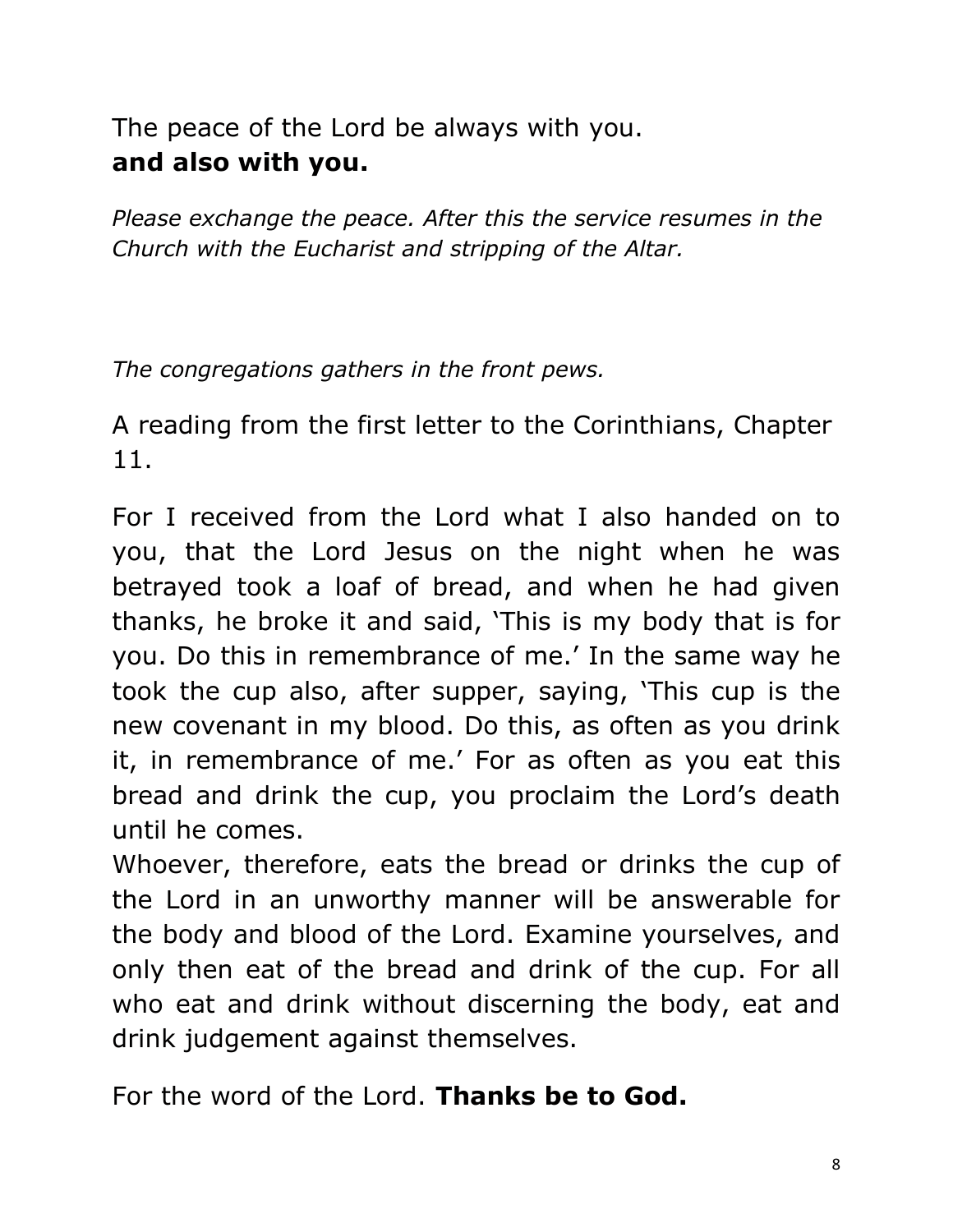The peace of the Lord be always with you.
**and also with you.**

*Please exchange the peace. After this the service resumes in the Church with the Eucharist and stripping of the Altar.*

*The congregations gathers in the front pews.*

A reading from the first letter to the Corinthians, Chapter 11.

For I received from the Lord what I also handed on to you, that the Lord Jesus on the night when he was betrayed took a loaf of bread, and when he had given thanks, he broke it and said, 'This is my body that is for you. Do this in remembrance of me.' In the same way he took the cup also, after supper, saying, 'This cup is the new covenant in my blood. Do this, as often as you drink it, in remembrance of me.' For as often as you eat this bread and drink the cup, you proclaim the Lord's death until he comes.
Whoever, therefore, eats the bread or drinks the cup of the Lord in an unworthy manner will be answerable for the body and blood of the Lord. Examine yourselves, and only then eat of the bread and drink of the cup. For all who eat and drink without discerning the body, eat and drink judgement against themselves.

For the word of the Lord. **Thanks be to God.**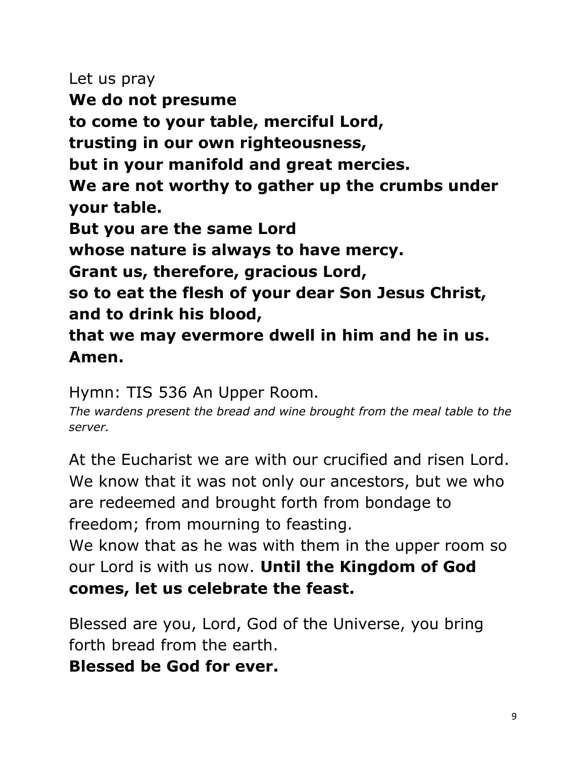Let us pray

**We do not presume**
**to come to your table, merciful Lord,**
**trusting in our own righteousness,**
**but in your manifold and great mercies.**
**We are not worthy to gather up the crumbs under your table.**
**But you are the same Lord**
**whose nature is always to have mercy.**
**Grant us, therefore, gracious Lord,**
**so to eat the flesh of your dear Son Jesus Christ, and to drink his blood,**
**that we may evermore dwell in him and he in us.**
**Amen.**

Hymn: TIS 536 An Upper Room.

*The wardens present the bread and wine brought from the meal table to the server.*

At the Eucharist we are with our crucified and risen Lord. We know that it was not only our ancestors, but we who are redeemed and brought forth from bondage to freedom; from mourning to feasting.
We know that as he was with them in the upper room so our Lord is with us now. **Until the Kingdom of God comes, let us celebrate the feast.**

Blessed are you, Lord, God of the Universe, you bring forth bread from the earth.
**Blessed be God for ever.**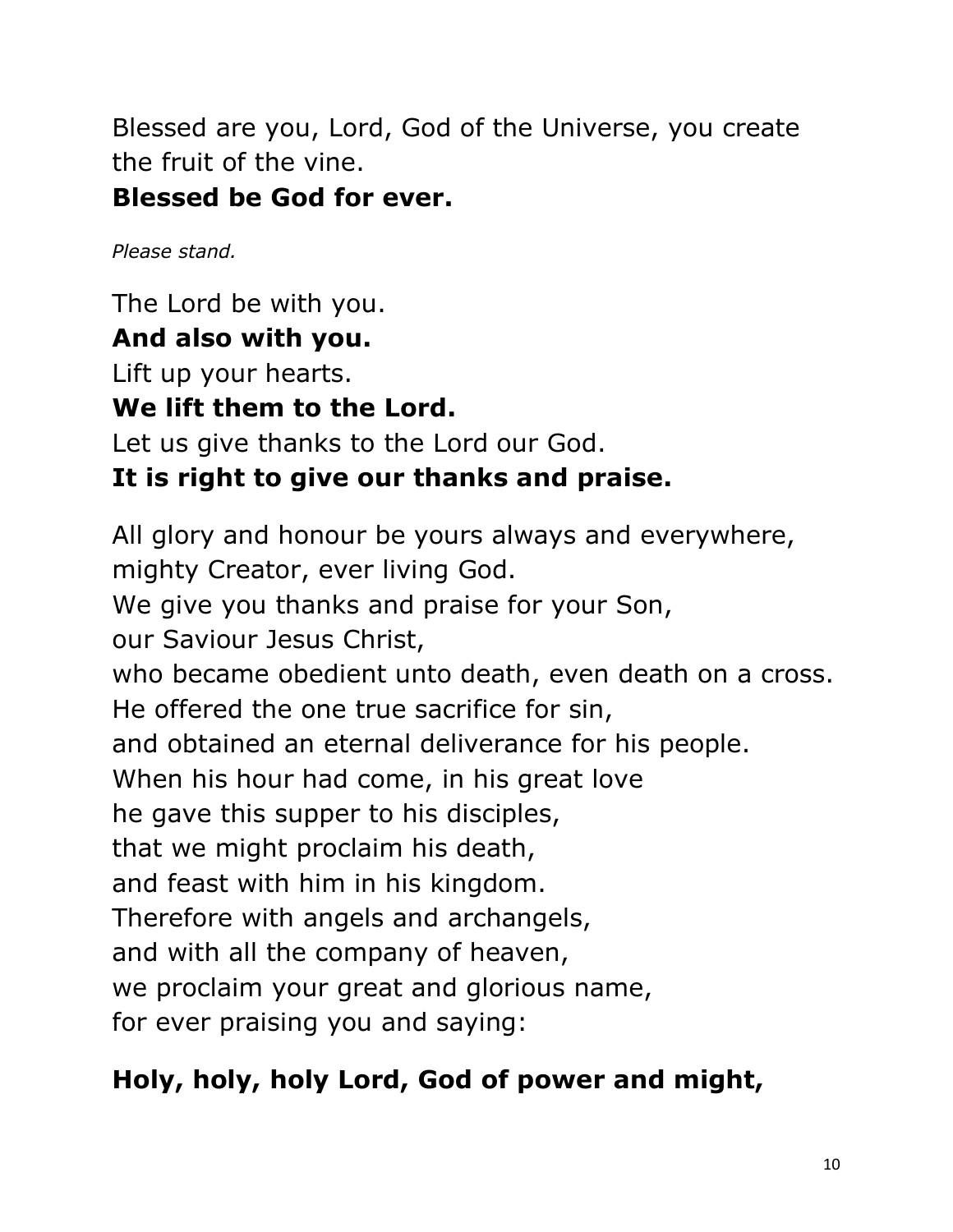Blessed are you, Lord, God of the Universe, you create the fruit of the vine.
**Blessed be God for ever.**

*Please stand.*

The Lord be with you.
**And also with you.**
Lift up your hearts.
**We lift them to the Lord.**
Let us give thanks to the Lord our God.
**It is right to give our thanks and praise.**

All glory and honour be yours always and everywhere,
mighty Creator, ever living God.
We give you thanks and praise for your Son,
our Saviour Jesus Christ,
who became obedient unto death, even death on a cross.
He offered the one true sacrifice for sin,
and obtained an eternal deliverance for his people.
When his hour had come, in his great love
he gave this supper to his disciples,
that we might proclaim his death,
and feast with him in his kingdom.
Therefore with angels and archangels,
and with all the company of heaven,
we proclaim your great and glorious name,
for ever praising you and saying:

**Holy, holy, holy Lord, God of power and might,**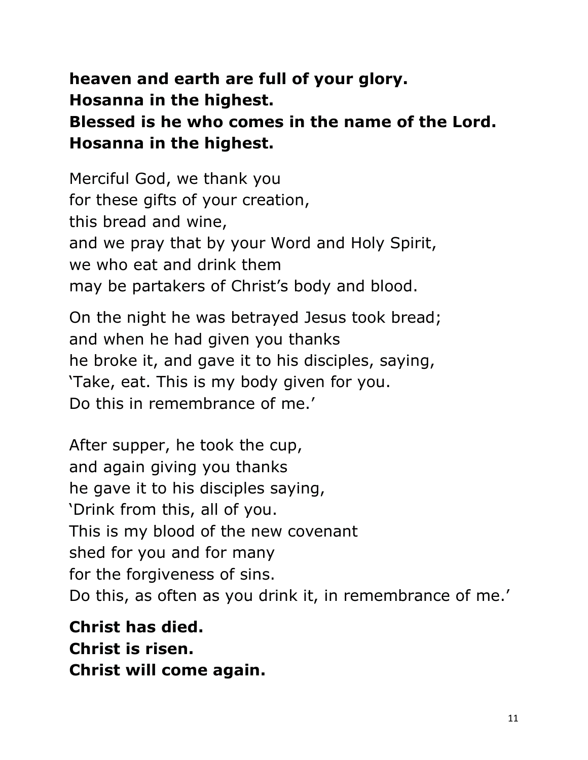**heaven and earth are full of your glory.**
**Hosanna in the highest.**
**Blessed is he who comes in the name of the Lord.**
**Hosanna in the highest.**

Merciful God, we thank you
for these gifts of your creation,
this bread and wine,
and we pray that by your Word and Holy Spirit,
we who eat and drink them
may be partakers of Christ's body and blood.

On the night he was betrayed Jesus took bread;
and when he had given you thanks
he broke it, and gave it to his disciples, saying,
'Take, eat. This is my body given for you.
Do this in remembrance of me.'

After supper, he took the cup,
and again giving you thanks
he gave it to his disciples saying,
'Drink from this, all of you.
This is my blood of the new covenant
shed for you and for many
for the forgiveness of sins.
Do this, as often as you drink it, in remembrance of me.'

**Christ has died.**
**Christ is risen.**
**Christ will come again.**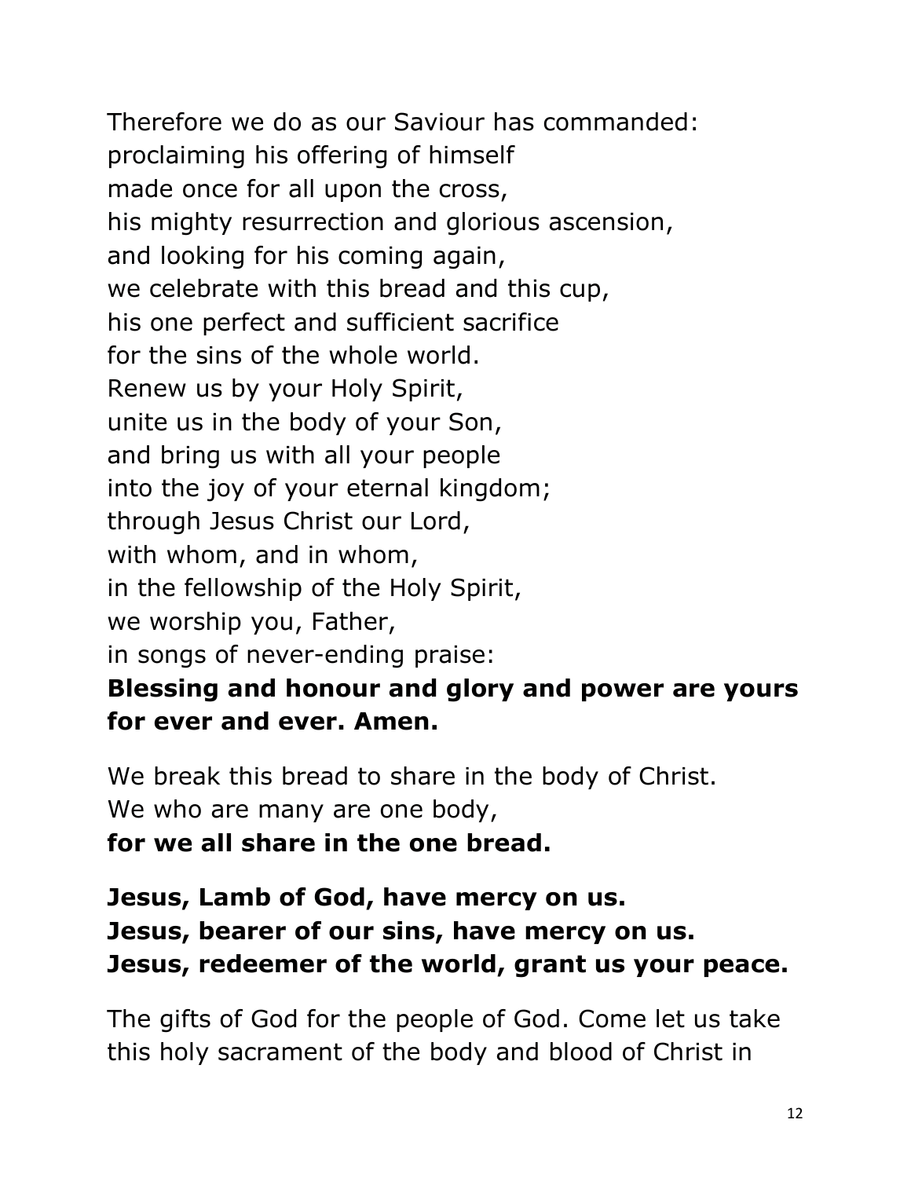Therefore we do as our Saviour has commanded:
proclaiming his offering of himself
made once for all upon the cross,
his mighty resurrection and glorious ascension,
and looking for his coming again,
we celebrate with this bread and this cup,
his one perfect and sufficient sacrifice
for the sins of the whole world.
Renew us by your Holy Spirit,
unite us in the body of your Son,
and bring us with all your people
into the joy of your eternal kingdom;
through Jesus Christ our Lord,
with whom, and in whom,
in the fellowship of the Holy Spirit,
we worship you, Father,
in songs of never-ending praise:
**Blessing and honour and glory and power are yours for ever and ever. Amen.**

We break this bread to share in the body of Christ.
We who are many are one body,
**for we all share in the one bread.**

**Jesus, Lamb of God, have mercy on us.**
**Jesus, bearer of our sins, have mercy on us.**
**Jesus, redeemer of the world, grant us your peace.**

The gifts of God for the people of God. Come let us take this holy sacrament of the body and blood of Christ in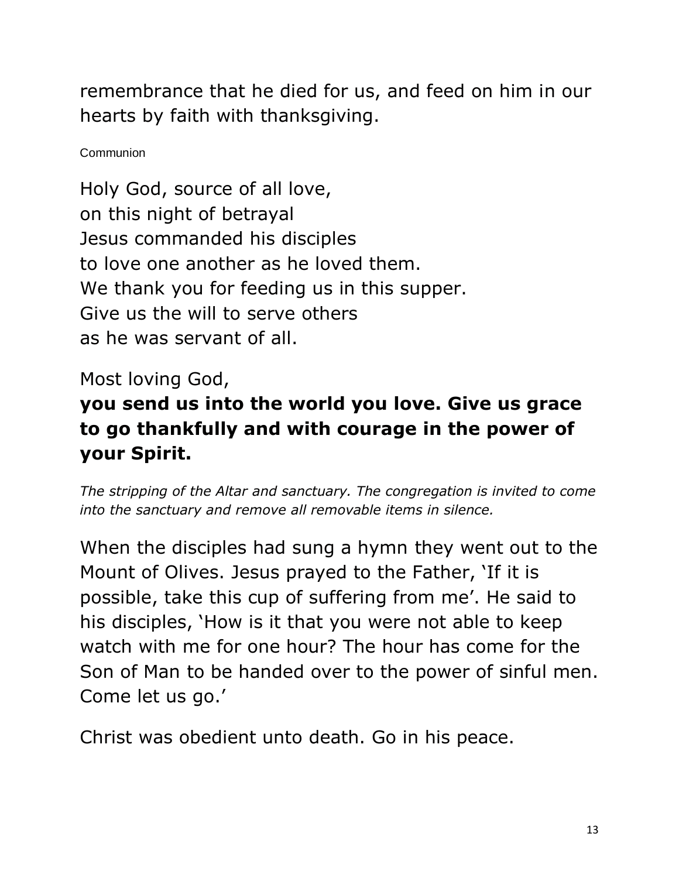remembrance that he died for us, and feed on him in our hearts by faith with thanksgiving.

Communion

Holy God, source of all love,
on this night of betrayal
Jesus commanded his disciples
to love one another as he loved them.
We thank you for feeding us in this supper.
Give us the will to serve others
as he was servant of all.

Most loving God,
**you send us into the world you love. Give us grace to go thankfully and with courage in the power of your Spirit.**

*The stripping of the Altar and sanctuary. The congregation is invited to come into the sanctuary and remove all removable items in silence.*

When the disciples had sung a hymn they went out to the Mount of Olives. Jesus prayed to the Father, 'If it is possible, take this cup of suffering from me'. He said to his disciples, 'How is it that you were not able to keep watch with me for one hour? The hour has come for the Son of Man to be handed over to the power of sinful men. Come let us go.'

Christ was obedient unto death. Go in his peace.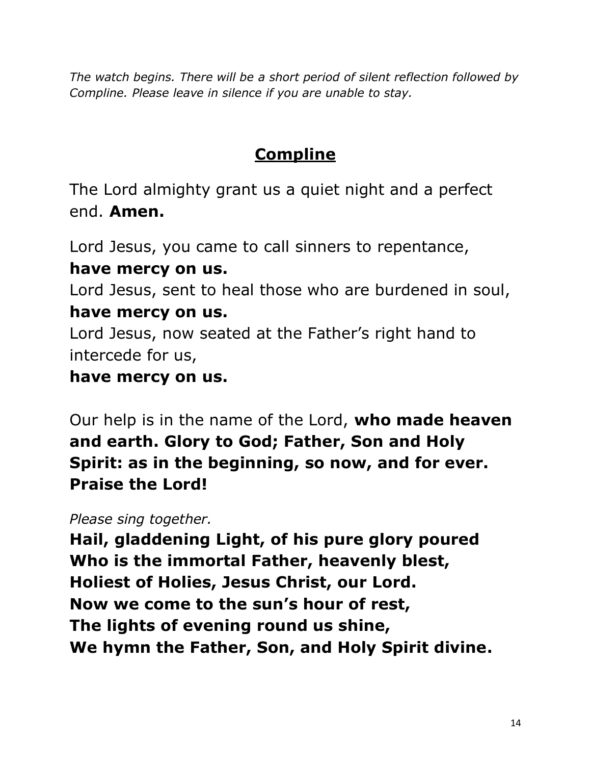*The watch begins. There will be a short period of silent reflection followed by Compline. Please leave in silence if you are unable to stay.*

## Compline

The Lord almighty grant us a quiet night and a perfect end. **Amen.**

Lord Jesus, you came to call sinners to repentance,
**have mercy on us.**
Lord Jesus, sent to heal those who are burdened in soul,
**have mercy on us.**
Lord Jesus, now seated at the Father's right hand to intercede for us,
**have mercy on us.**

Our help is in the name of the Lord, **who made heaven and earth. Glory to God; Father, Son and Holy Spirit: as in the beginning, so now, and for ever. Praise the Lord!**

*Please sing together.*
**Hail, gladdening Light, of his pure glory poured**
**Who is the immortal Father, heavenly blest,**
**Holiest of Holies, Jesus Christ, our Lord.**
**Now we come to the sun's hour of rest,**
**The lights of evening round us shine,**
**We hymn the Father, Son, and Holy Spirit divine.**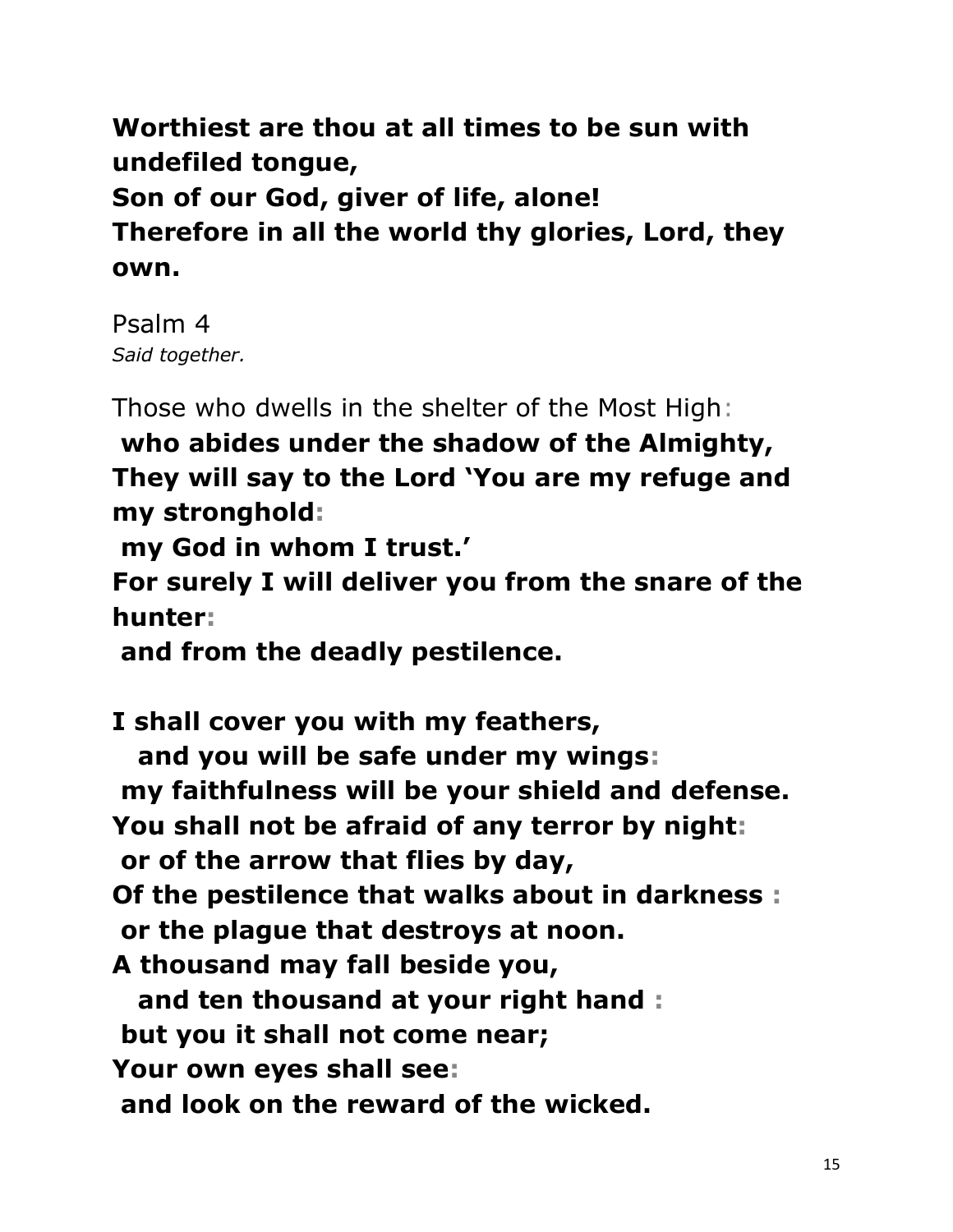**Worthiest are thou at all times to be sun with undefiled tongue,**
**Son of our God, giver of life, alone!**
**Therefore in all the world thy glories, Lord, they own.**

Psalm 4
*Said together.*

Those who dwells in the shelter of the Most High:
**who abides under the shadow of the Almighty,**
**They will say to the Lord 'You are my refuge and my stronghold:**
**my God in whom I trust.'**
**For surely I will deliver you from the snare of the hunter:**
**and from the deadly pestilence.**

**I shall cover you with my feathers,**
**and you will be safe under my wings:**
**my faithfulness will be your shield and defense.**
**You shall not be afraid of any terror by night:**
**or of the arrow that flies by day,**
**Of the pestilence that walks about in darkness :**
**or the plague that destroys at noon.**
**A thousand may fall beside you,**
**and ten thousand at your right hand :**
**but you it shall not come near;**
**Your own eyes shall see:**
**and look on the reward of the wicked.**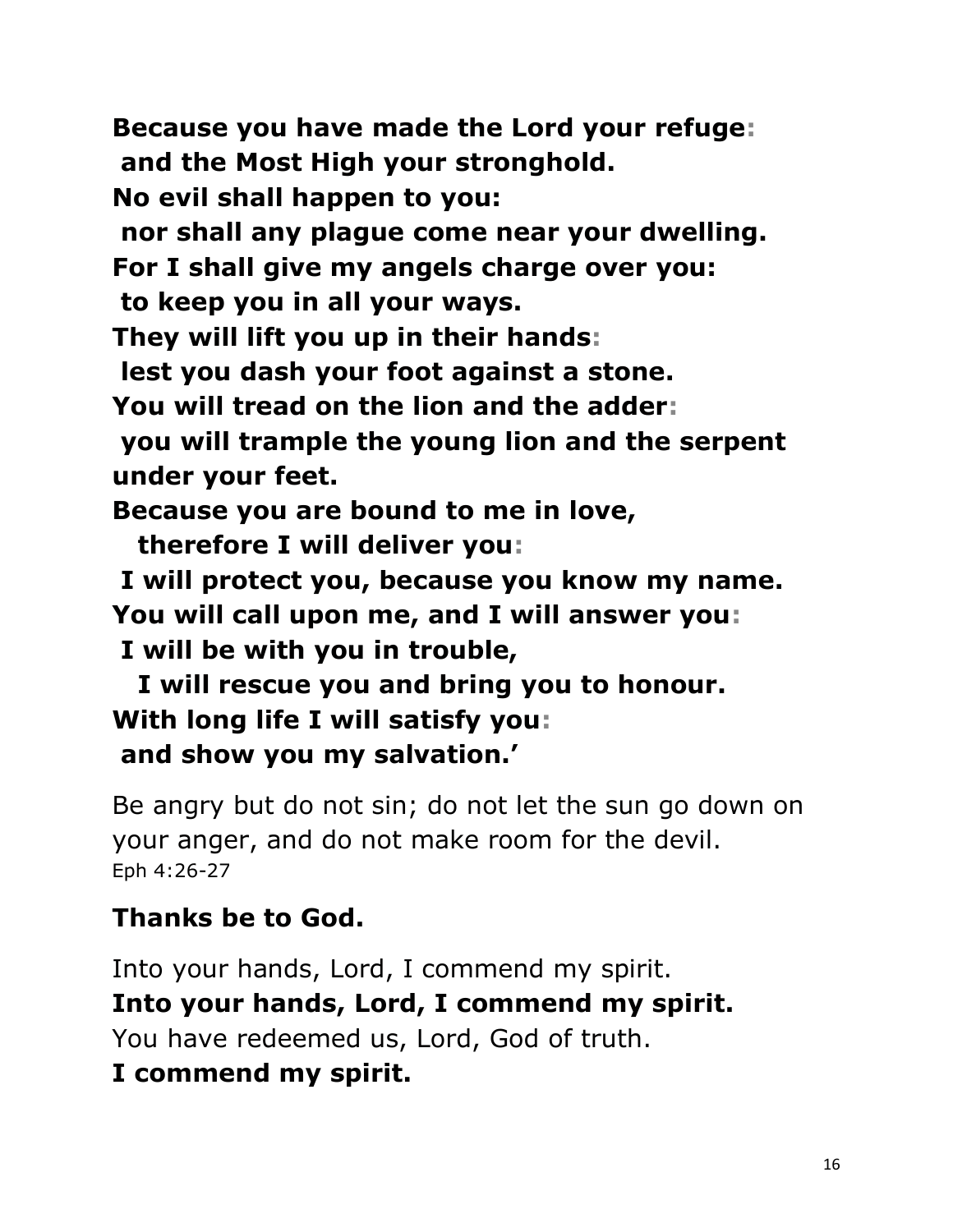**Because you have made the Lord your refuge:**
**and the Most High your stronghold.**
**No evil shall happen to you:**
**nor shall any plague come near your dwelling.**
**For I shall give my angels charge over you:**
**to keep you in all your ways.**
**They will lift you up in their hands:**
**lest you dash your foot against a stone.**
**You will tread on the lion and the adder:**
**you will trample the young lion and the serpent under your feet.**
**Because you are bound to me in love,**
**therefore I will deliver you:**
**I will protect you, because you know my name.**
**You will call upon me, and I will answer you:**
**I will be with you in trouble,**
**I will rescue you and bring you to honour.**
**With long life I will satisfy you:**
**and show you my salvation.'**

Be angry but do not sin; do not let the sun go down on your anger, and do not make room for the devil.
Eph 4:26-27

**Thanks be to God.**

Into your hands, Lord, I commend my spirit.
**Into your hands, Lord, I commend my spirit.**
You have redeemed us, Lord, God of truth.
**I commend my spirit.**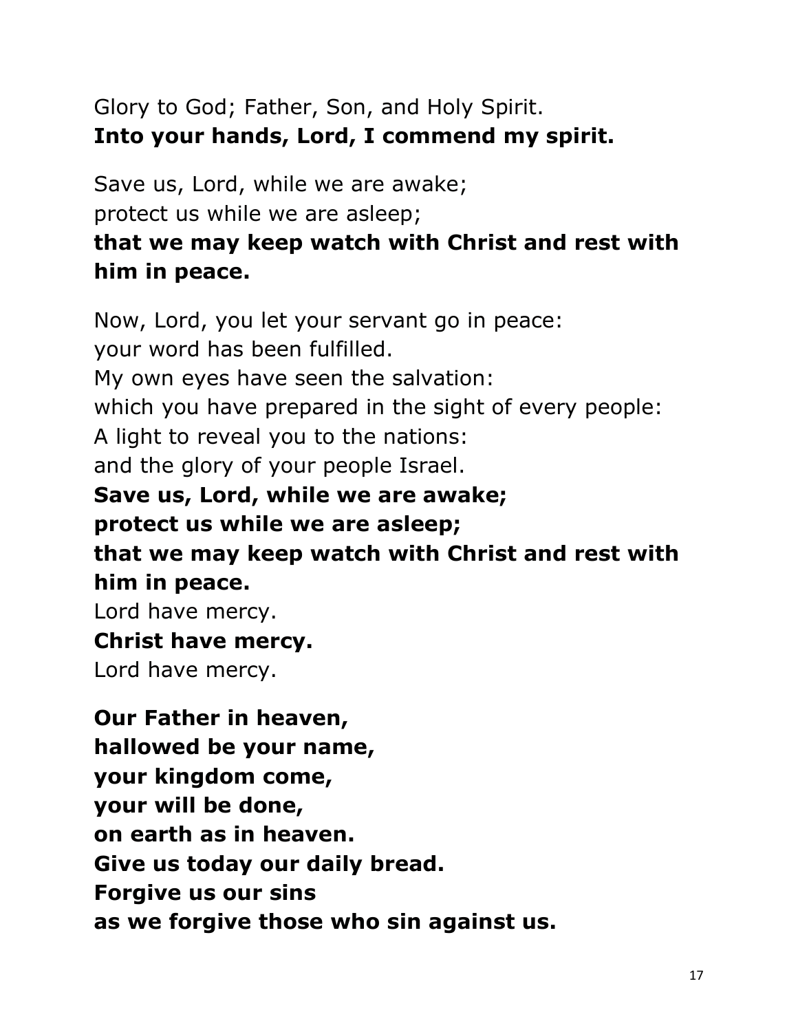Glory to God; Father, Son, and Holy Spirit.
**Into your hands, Lord, I commend my spirit.**

Save us, Lord, while we are awake;
protect us while we are asleep;
**that we may keep watch with Christ and rest with him in peace.**

Now, Lord, you let your servant go in peace:
your word has been fulfilled.
My own eyes have seen the salvation:
which you have prepared in the sight of every people:
A light to reveal you to the nations:
and the glory of your people Israel.
**Save us, Lord, while we are awake;**
**protect us while we are asleep;**
**that we may keep watch with Christ and rest with him in peace.**
Lord have mercy.
**Christ have mercy.**
Lord have mercy.

**Our Father in heaven,**
**hallowed be your name,**
**your kingdom come,**
**your will be done,**
**on earth as in heaven.**
**Give us today our daily bread.**
**Forgive us our sins**
**as we forgive those who sin against us.**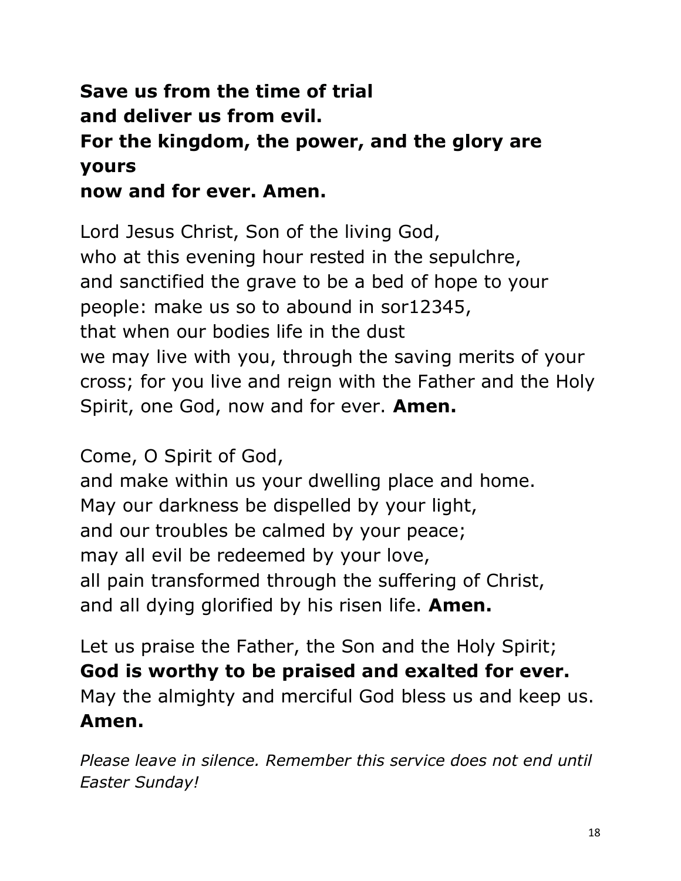**Save us from the time of trial**
**and deliver us from evil.**
**For the kingdom, the power, and the glory are yours**
**now and for ever. Amen.**

Lord Jesus Christ, Son of the living God,
who at this evening hour rested in the sepulchre,
and sanctified the grave to be a bed of hope to your people: make us so to abound in sor12345,
that when our bodies life in the dust
we may live with you, through the saving merits of your cross; for you live and reign with the Father and the Holy Spirit, one God, now and for ever. **Amen.**

Come, O Spirit of God,
and make within us your dwelling place and home.
May our darkness be dispelled by your light,
and our troubles be calmed by your peace;
may all evil be redeemed by your love,
all pain transformed through the suffering of Christ,
and all dying glorified by his risen life. **Amen.**

Let us praise the Father, the Son and the Holy Spirit;
**God is worthy to be praised and exalted for ever.**
May the almighty and merciful God bless us and keep us.
**Amen.**

*Please leave in silence. Remember this service does not end until Easter Sunday!*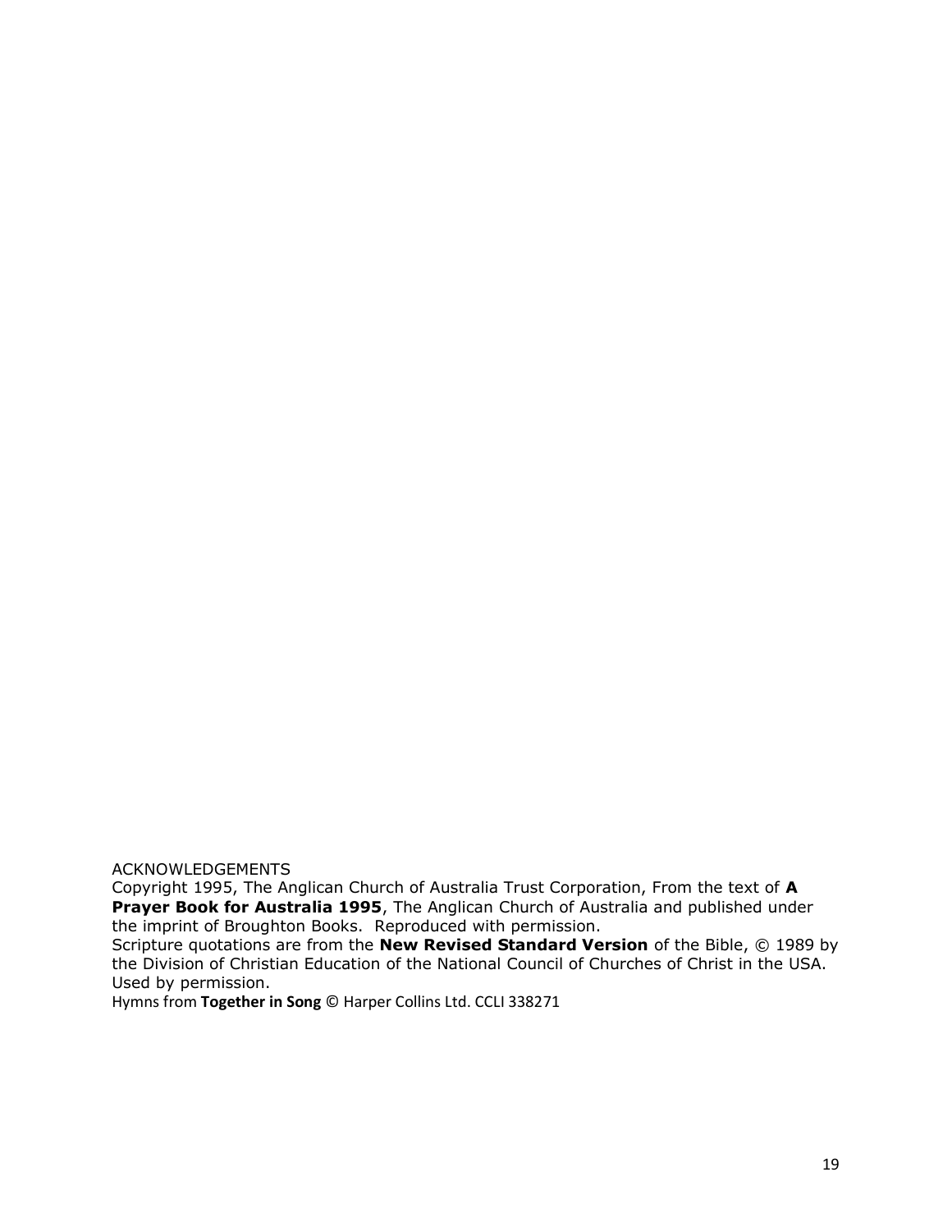ACKNOWLEDGEMENTS

Copyright 1995, The Anglican Church of Australia Trust Corporation, From the text of **A Prayer Book for Australia 1995**, The Anglican Church of Australia and published under the imprint of Broughton Books. Reproduced with permission.

Scripture quotations are from the **New Revised Standard Version** of the Bible, © 1989 by the Division of Christian Education of the National Council of Churches of Christ in the USA. Used by permission.

Hymns from **Together in Song** © Harper Collins Ltd. CCLI 338271